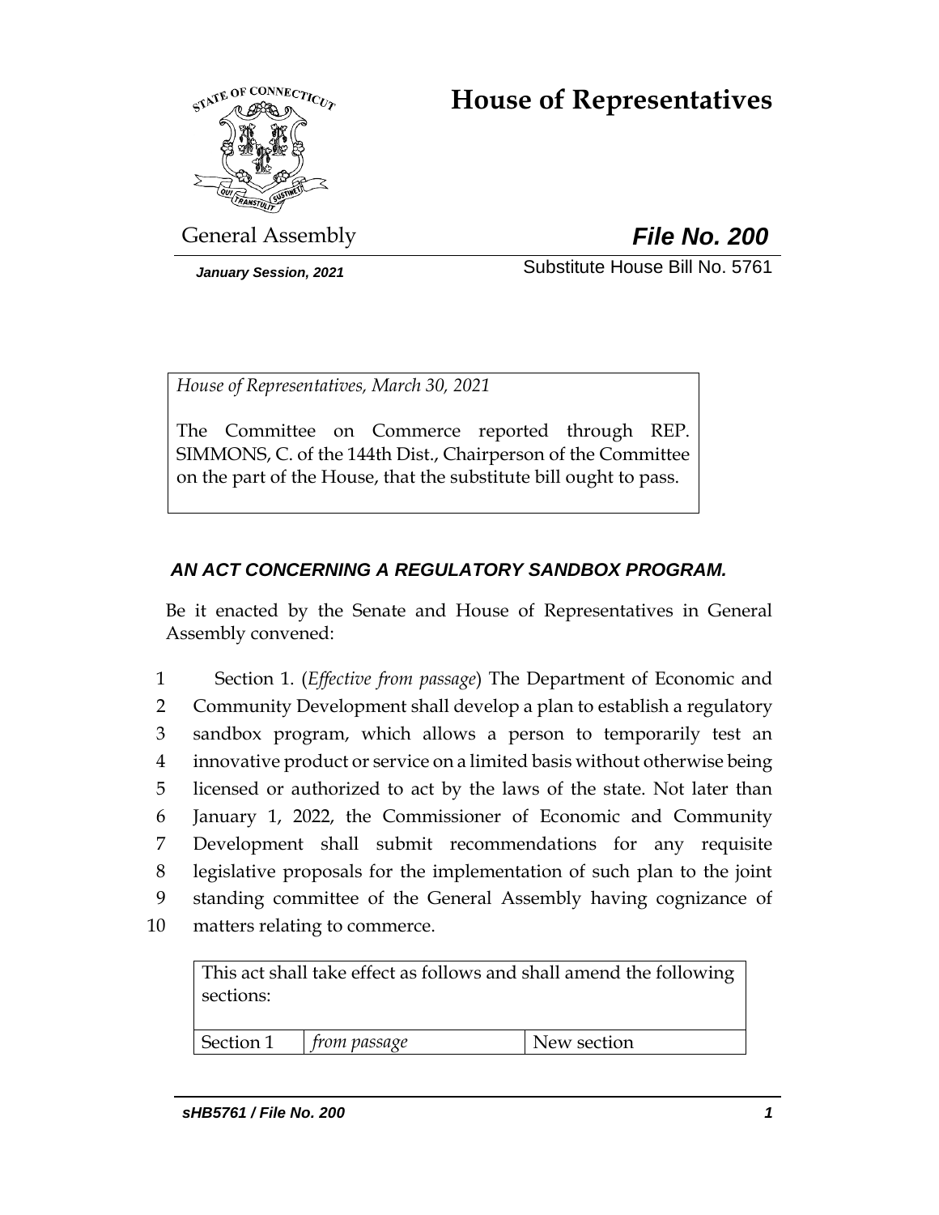# House of Representatives

General Assembly **File No. 200**

*January Session, 2021* Substitute House Bill No. 5761

*House of Representatives, March 30, 2021*

The Committee on Commerce reported through REP. SIMMONS, C. of the 144th Dist., Chairperson of the Committee on the part of the House, that the substitute bill ought to pass.

***AN ACT CONCERNING A REGULATORY SANDBOX PROGRAM.***

Be it enacted by the Senate and House of Representatives in General Assembly convened:

1 Section 1. (*Effective from passage*) The Department of Economic and
2 Community Development shall develop a plan to establish a regulatory
3 sandbox program, which allows a person to temporarily test an
4 innovative product or service on a limited basis without otherwise being
5 licensed or authorized to act by the laws of the state. Not later than
6 January 1, 2022, the Commissioner of Economic and Community
7 Development shall submit recommendations for any requisite
8 legislative proposals for the implementation of such plan to the joint
9 standing committee of the General Assembly having cognizance of
10 matters relating to commerce.

| This act shall take effect as follows and shall amend the following sections: | | |
|---|---|---|
| Section 1 | *from passage* | New section |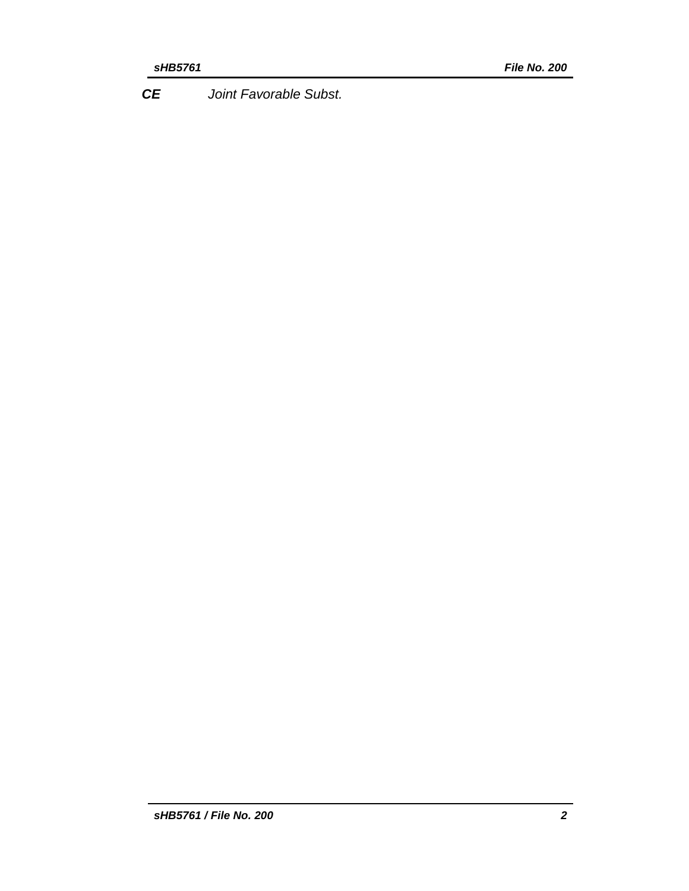| | |
|---|---|
| ***CE*** | *Joint Favorable Subst.* |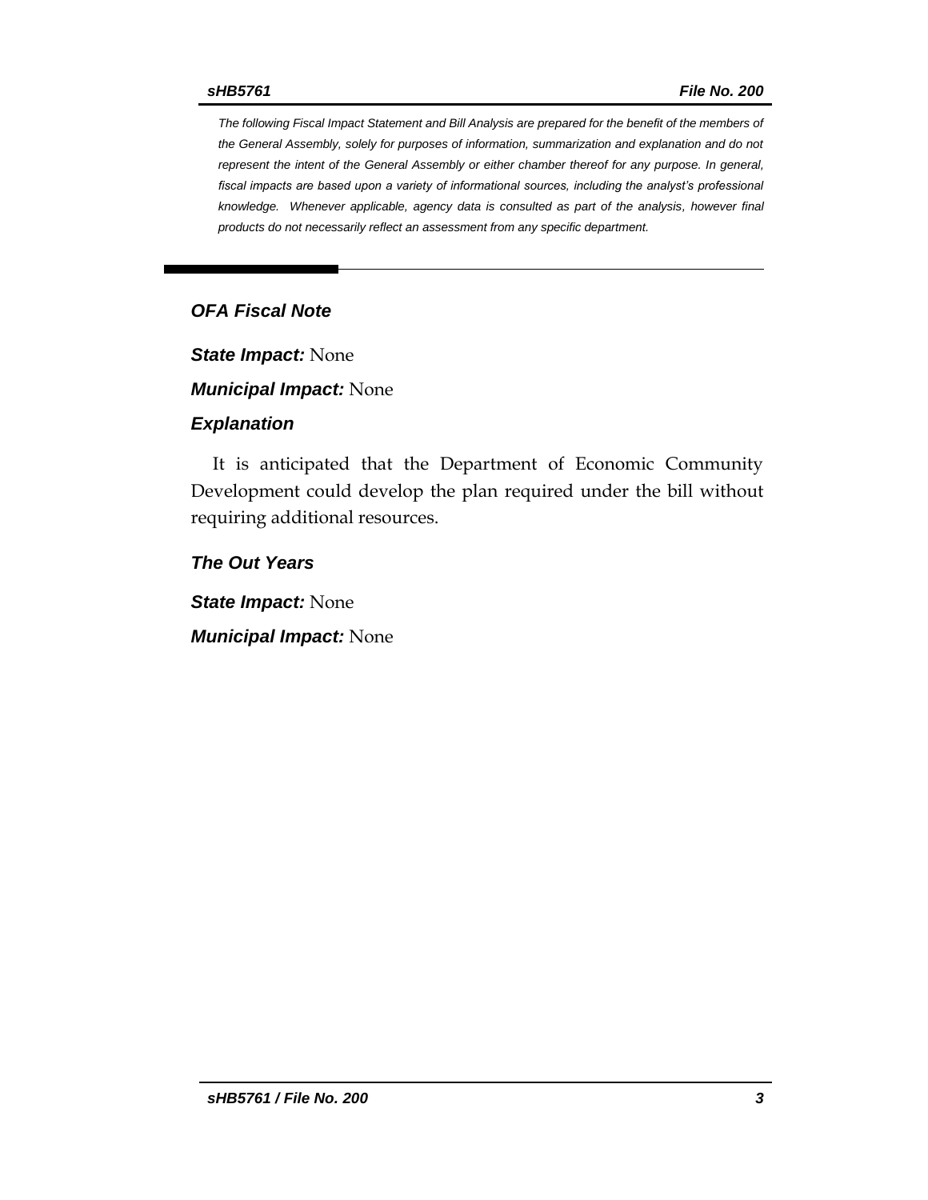*The following Fiscal Impact Statement and Bill Analysis are prepared for the benefit of the members of the General Assembly, solely for purposes of information, summarization and explanation and do not represent the intent of the General Assembly or either chamber thereof for any purpose. In general, fiscal impacts are based upon a variety of informational sources, including the analyst's professional knowledge. Whenever applicable, agency data is consulted as part of the analysis, however final products do not necessarily reflect an assessment from any specific department.*

---

## *OFA Fiscal Note*

***State Impact:*** None

***Municipal Impact:*** None

### *Explanation*

It is anticipated that the Department of Economic Community Development could develop the plan required under the bill without requiring additional resources.

### *The Out Years*

***State Impact:*** None

***Municipal Impact:*** None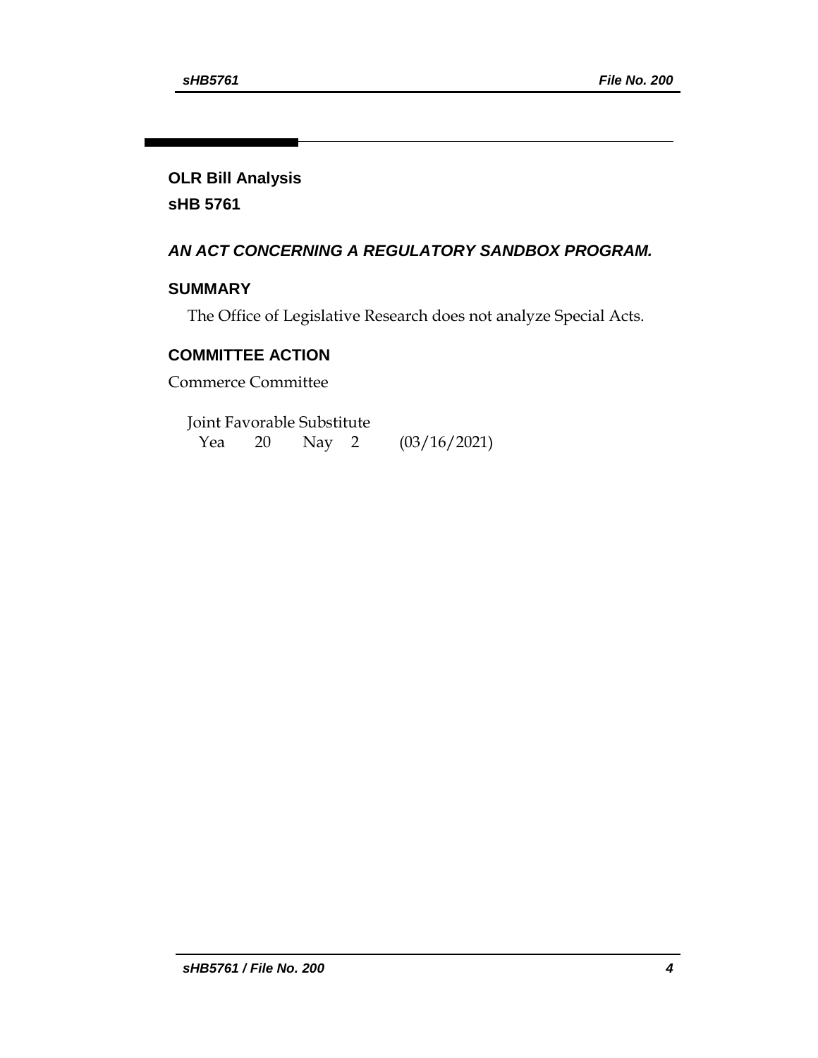## OLR Bill Analysis

## sHB 5761

### *AN ACT CONCERNING A REGULATORY SANDBOX PROGRAM.*

### SUMMARY

The Office of Legislative Research does not analyze Special Acts.

### COMMITTEE ACTION

Commerce Committee

Joint Favorable Substitute

| | | | | |
|---|---|---|---|---|
| Yea | 20 | Nay | 2 | (03/16/2021) |